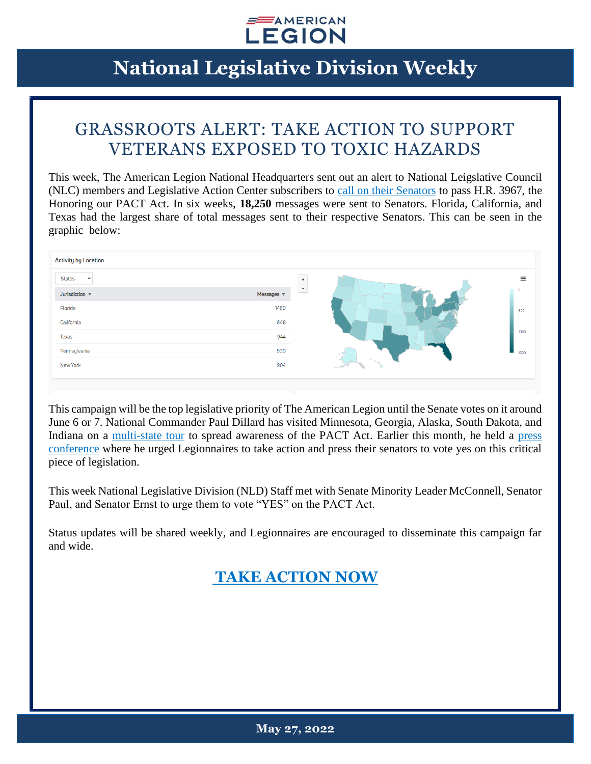# National Legislative Division Weekly

## GRASSROOTS ALERT: TAKE ACTION TO SUPPORT VETERANS EXPOSED TO TOXIC HAZARDS

This week, The American Legion National Headquarters sent out an alert to National Leigslative Council (NLC) members and Legislative Action Center subscribers to call on their Senators to pass H.R. 3967, the Honoring our PACT Act. In six weeks, **18,250** messages were sent to Senators. Florida, California, and Texas had the largest share of total messages sent to their respective Senators. This can be seen in the graphic below:

Activity by Location

| Jurisdiction | Messages |
|---|---|
| Florida | 1460 |
| California | 948 |
| Texas | 944 |
| Pennsylvania | 930 |
| New York | 904 |

This campaign will be the top legislative priority of The American Legion until the Senate votes on it around June 6 or 7. National Commander Paul Dillard has visited Minnesota, Georgia, Alaska, South Dakota, and Indiana on a multi-state tour to spread awareness of the PACT Act. Earlier this month, he held a press conference where he urged Legionnaires to take action and press their senators to vote yes on this critical piece of legislation.

This week National Legislative Division (NLD) Staff met with Senate Minority Leader McConnell, Senator Paul, and Senator Ernst to urge them to vote "YES" on the PACT Act.

Status updates will be shared weekly, and Legionnaires are encouraged to disseminate this campaign far and wide.

**TAKE ACTION NOW**

May 27, 2022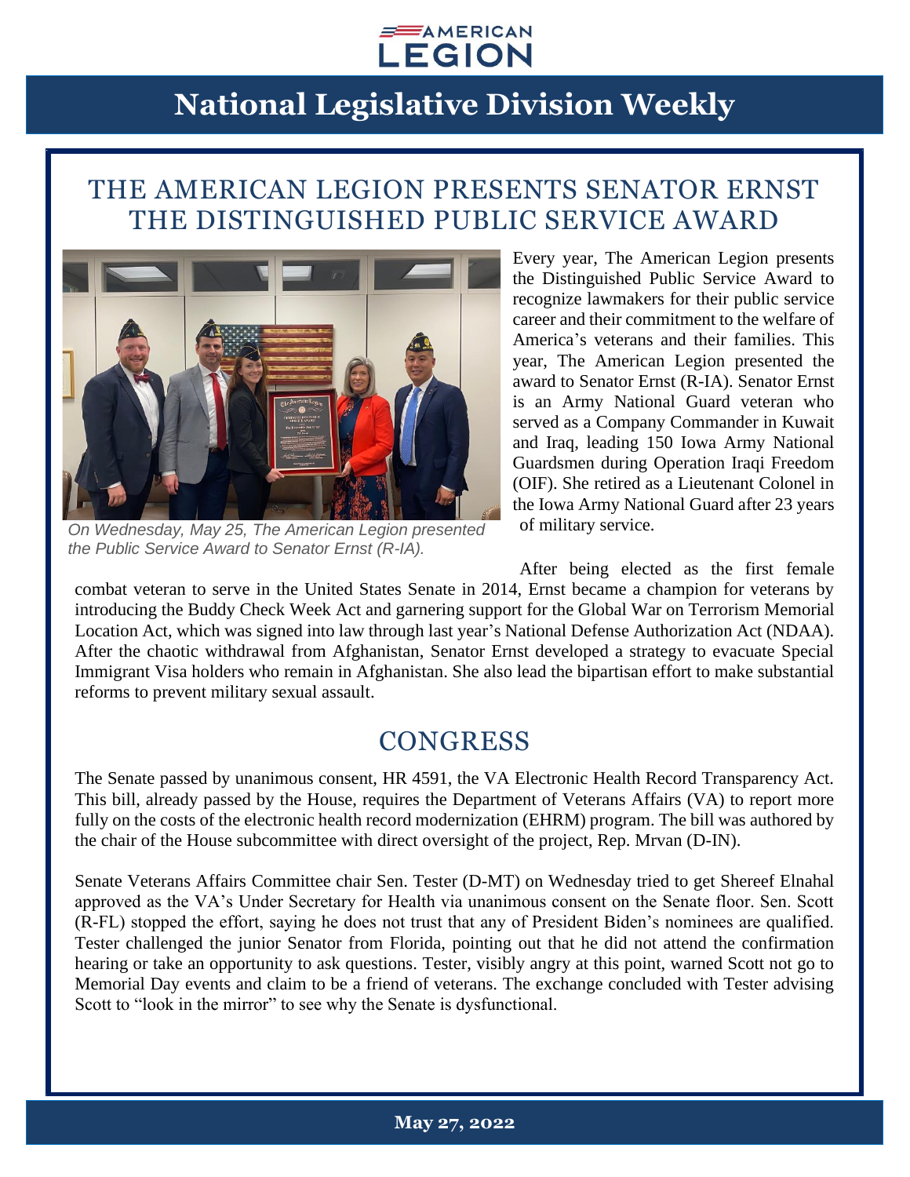# National Legislative Division Weekly

## THE AMERICAN LEGION PRESENTS SENATOR ERNST THE DISTINGUISHED PUBLIC SERVICE AWARD

*On Wednesday, May 25, The American Legion presented the Public Service Award to Senator Ernst (R-IA).*

Every year, The American Legion presents the Distinguished Public Service Award to recognize lawmakers for their public service career and their commitment to the welfare of America's veterans and their families. This year, The American Legion presented the award to Senator Ernst (R-IA). Senator Ernst is an Army National Guard veteran who served as a Company Commander in Kuwait and Iraq, leading 150 Iowa Army National Guardsmen during Operation Iraqi Freedom (OIF). She retired as a Lieutenant Colonel in the Iowa Army National Guard after 23 years of military service.

After being elected as the first female combat veteran to serve in the United States Senate in 2014, Ernst became a champion for veterans by introducing the Buddy Check Week Act and garnering support for the Global War on Terrorism Memorial Location Act, which was signed into law through last year's National Defense Authorization Act (NDAA). After the chaotic withdrawal from Afghanistan, Senator Ernst developed a strategy to evacuate Special Immigrant Visa holders who remain in Afghanistan. She also lead the bipartisan effort to make substantial reforms to prevent military sexual assault.

## CONGRESS

The Senate passed by unanimous consent, HR 4591, the VA Electronic Health Record Transparency Act. This bill, already passed by the House, requires the Department of Veterans Affairs (VA) to report more fully on the costs of the electronic health record modernization (EHRM) program. The bill was authored by the chair of the House subcommittee with direct oversight of the project, Rep. Mrvan (D-IN).

Senate Veterans Affairs Committee chair Sen. Tester (D-MT) on Wednesday tried to get Shereef Elnahal approved as the VA's Under Secretary for Health via unanimous consent on the Senate floor. Sen. Scott (R-FL) stopped the effort, saying he does not trust that any of President Biden's nominees are qualified. Tester challenged the junior Senator from Florida, pointing out that he did not attend the confirmation hearing or take an opportunity to ask questions. Tester, visibly angry at this point, warned Scott not go to Memorial Day events and claim to be a friend of veterans. The exchange concluded with Tester advising Scott to "look in the mirror" to see why the Senate is dysfunctional.

**May 27, 2022**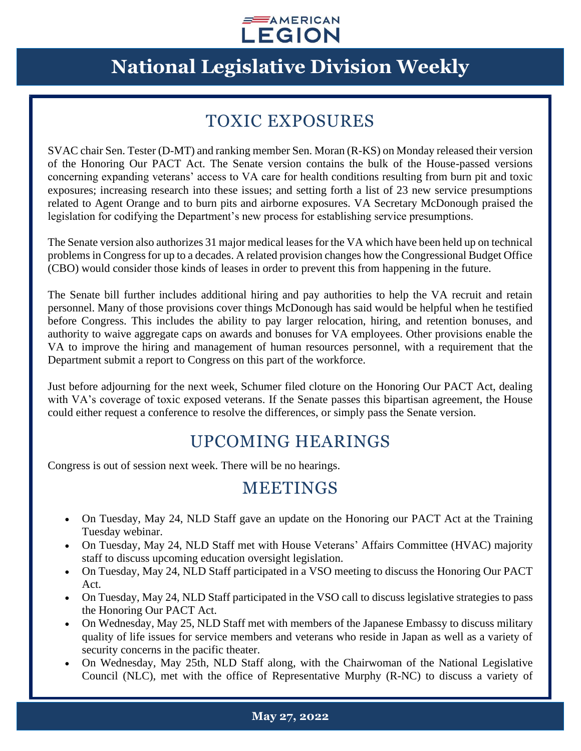## TOXIC EXPOSURES

SVAC chair Sen. Tester (D-MT) and ranking member Sen. Moran (R-KS) on Monday released their version of the Honoring Our PACT Act. The Senate version contains the bulk of the House-passed versions concerning expanding veterans' access to VA care for health conditions resulting from burn pit and toxic exposures; increasing research into these issues; and setting forth a list of 23 new service presumptions related to Agent Orange and to burn pits and airborne exposures. VA Secretary McDonough praised the legislation for codifying the Department's new process for establishing service presumptions.

The Senate version also authorizes 31 major medical leases for the VA which have been held up on technical problems in Congress for up to a decades. A related provision changes how the Congressional Budget Office (CBO) would consider those kinds of leases in order to prevent this from happening in the future.

The Senate bill further includes additional hiring and pay authorities to help the VA recruit and retain personnel. Many of those provisions cover things McDonough has said would be helpful when he testified before Congress. This includes the ability to pay larger relocation, hiring, and retention bonuses, and authority to waive aggregate caps on awards and bonuses for VA employees. Other provisions enable the VA to improve the hiring and management of human resources personnel, with a requirement that the Department submit a report to Congress on this part of the workforce.

Just before adjourning for the next week, Schumer filed cloture on the Honoring Our PACT Act, dealing with VA's coverage of toxic exposed veterans. If the Senate passes this bipartisan agreement, the House could either request a conference to resolve the differences, or simply pass the Senate version.

## UPCOMING HEARINGS

Congress is out of session next week. There will be no hearings.

## MEETINGS

- On Tuesday, May 24, NLD Staff gave an update on the Honoring our PACT Act at the Training Tuesday webinar.
- On Tuesday, May 24, NLD Staff met with House Veterans' Affairs Committee (HVAC) majority staff to discuss upcoming education oversight legislation.
- On Tuesday, May 24, NLD Staff participated in a VSO meeting to discuss the Honoring Our PACT Act.
- On Tuesday, May 24, NLD Staff participated in the VSO call to discuss legislative strategies to pass the Honoring Our PACT Act.
- On Wednesday, May 25, NLD Staff met with members of the Japanese Embassy to discuss military quality of life issues for service members and veterans who reside in Japan as well as a variety of security concerns in the pacific theater.
- On Wednesday, May 25th, NLD Staff along, with the Chairwoman of the National Legislative Council (NLC), met with the office of Representative Murphy (R-NC) to discuss a variety of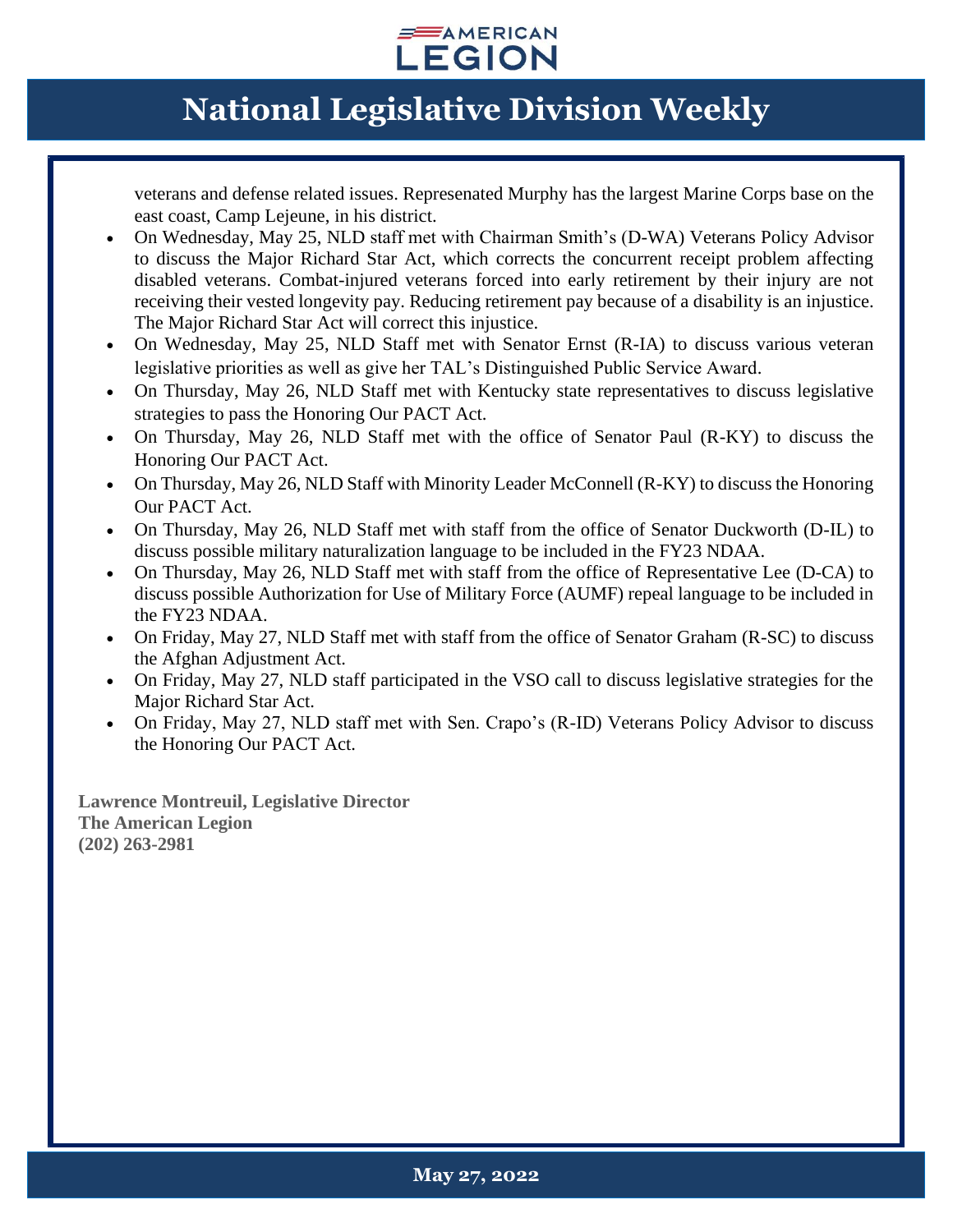veterans and defense related issues. Represenated Murphy has the largest Marine Corps base on the east coast, Camp Lejeune, in his district.

- On Wednesday, May 25, NLD staff met with Chairman Smith's (D-WA) Veterans Policy Advisor to discuss the Major Richard Star Act, which corrects the concurrent receipt problem affecting disabled veterans. Combat-injured veterans forced into early retirement by their injury are not receiving their vested longevity pay. Reducing retirement pay because of a disability is an injustice. The Major Richard Star Act will correct this injustice.
- On Wednesday, May 25, NLD Staff met with Senator Ernst (R-IA) to discuss various veteran legislative priorities as well as give her TAL's Distinguished Public Service Award.
- On Thursday, May 26, NLD Staff met with Kentucky state representatives to discuss legislative strategies to pass the Honoring Our PACT Act.
- On Thursday, May 26, NLD Staff met with the office of Senator Paul (R-KY) to discuss the Honoring Our PACT Act.
- On Thursday, May 26, NLD Staff with Minority Leader McConnell (R-KY) to discuss the Honoring Our PACT Act.
- On Thursday, May 26, NLD Staff met with staff from the office of Senator Duckworth (D-IL) to discuss possible military naturalization language to be included in the FY23 NDAA.
- On Thursday, May 26, NLD Staff met with staff from the office of Representative Lee (D-CA) to discuss possible Authorization for Use of Military Force (AUMF) repeal language to be included in the FY23 NDAA.
- On Friday, May 27, NLD Staff met with staff from the office of Senator Graham (R-SC) to discuss the Afghan Adjustment Act.
- On Friday, May 27, NLD staff participated in the VSO call to discuss legislative strategies for the Major Richard Star Act.
- On Friday, May 27, NLD staff met with Sen. Crapo's (R-ID) Veterans Policy Advisor to discuss the Honoring Our PACT Act.

**Lawrence Montreuil, Legislative Director**
**The American Legion**
**(202) 263-2981**